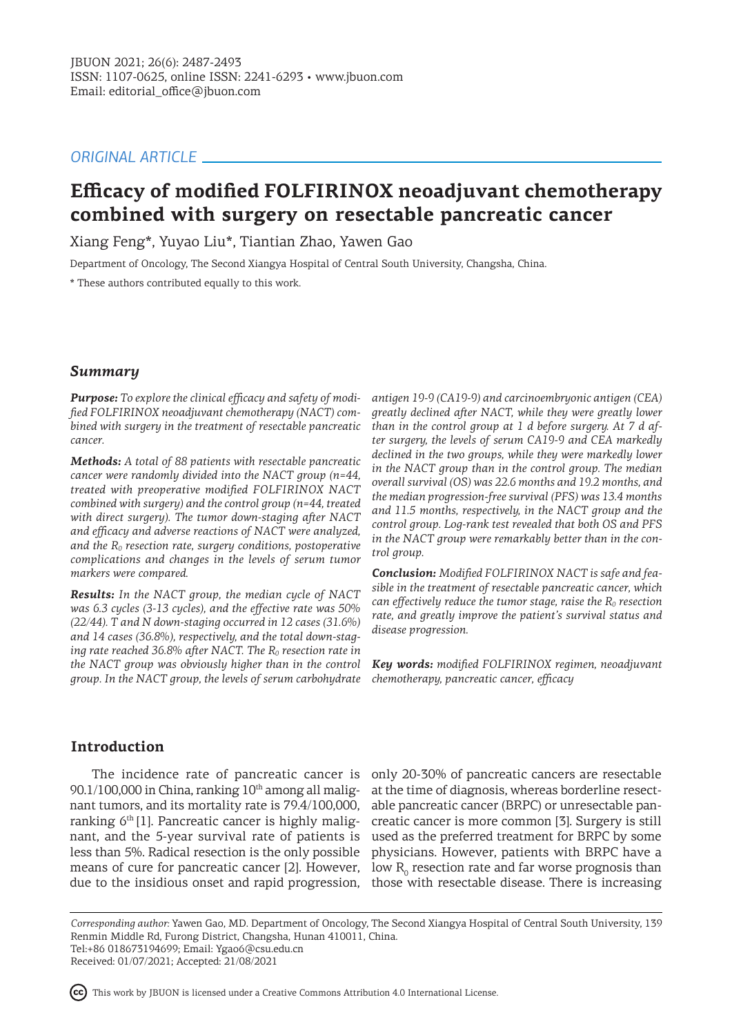ORIGINAL ARTICLE

# Efficacy of modified FOLFIRINOX neoadjuvant chemotherapy combined with surgery on resectable pancreatic cancer

Xiang Feng*, Yuyao Liu*, Tiantian Zhao, Yawen Gao

Department of Oncology, The Second Xiangya Hospital of Central South University, Changsha, China.

\* These authors contributed equally to this work.

## Summary

***Purpose:*** *To explore the clinical efficacy and safety of modified FOLFIRINOX neoadjuvant chemotherapy (NACT) combined with surgery in the treatment of resectable pancreatic cancer.*

***Methods:*** *A total of 88 patients with resectable pancreatic cancer were randomly divided into the NACT group (n=44, treated with preoperative modified FOLFIRINOX NACT combined with surgery) and the control group (n=44, treated with direct surgery). The tumor down-staging after NACT and efficacy and adverse reactions of NACT were analyzed, and the $R_0$ resection rate, surgery conditions, postoperative complications and changes in the levels of serum tumor markers were compared.*

***Results:*** *In the NACT group, the median cycle of NACT was 6.3 cycles (3-13 cycles), and the effective rate was 50% (22/44). T and N down-staging occurred in 12 cases (31.6%) and 14 cases (36.8%), respectively, and the total down-staging rate reached 36.8% after NACT. The $R_0$ resection rate in the NACT group was obviously higher than in the control group. In the NACT group, the levels of serum carbohydrate antigen 19-9 (CA19-9) and carcinoembryonic antigen (CEA) greatly declined after NACT, while they were greatly lower than in the control group at 1 d before surgery. At 7 d after surgery, the levels of serum CA19-9 and CEA markedly declined in the two groups, while they were markedly lower in the NACT group than in the control group. The median overall survival (OS) was 22.6 months and 19.2 months, and the median progression-free survival (PFS) was 13.4 months and 11.5 months, respectively, in the NACT group and the control group. Log-rank test revealed that both OS and PFS in the NACT group were remarkably better than in the control group.*

***Conclusion:*** *Modified FOLFIRINOX NACT is safe and feasible in the treatment of resectable pancreatic cancer, which can effectively reduce the tumor stage, raise the $R_0$ resection rate, and greatly improve the patient's survival status and disease progression.*

***Key words:*** *modified FOLFIRINOX regimen, neoadjuvant chemotherapy, pancreatic cancer, efficacy*

## Introduction

The incidence rate of pancreatic cancer is 90.1/100,000 in China, ranking 10th among all malignant tumors, and its mortality rate is 79.4/100,000, ranking 6th [1]. Pancreatic cancer is highly malignant, and the 5-year survival rate of patients is less than 5%. Radical resection is the only possible means of cure for pancreatic cancer [2]. However, due to the insidious onset and rapid progression, only 20-30% of pancreatic cancers are resectable at the time of diagnosis, whereas borderline resectable pancreatic cancer (BRPC) or unresectable pancreatic cancer is more common [3]. Surgery is still used as the preferred treatment for BRPC by some physicians. However, patients with BRPC have a low $R_0$ resection rate and far worse prognosis than those with resectable disease. There is increasing

*Corresponding author:* Yawen Gao, MD. Department of Oncology, The Second Xiangya Hospital of Central South University, 139 Renmin Middle Rd, Furong District, Changsha, Hunan 410011, China.
Tel:+86 018673194699; Email: Ygao6@csu.edu.cn
Received: 01/07/2021; Accepted: 21/08/2021

This work by JBUON is licensed under a Creative Commons Attribution 4.0 International License.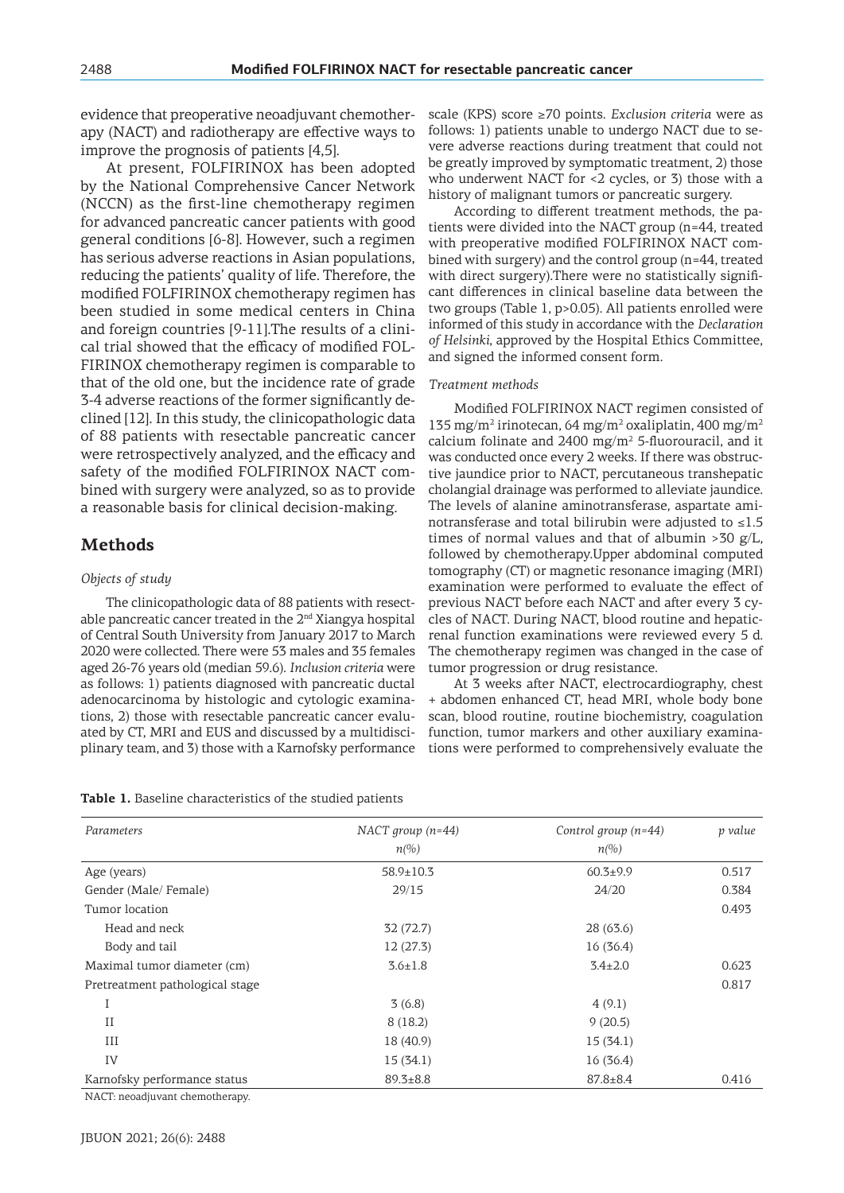evidence that preoperative neoadjuvant chemotherapy (NACT) and radiotherapy are effective ways to improve the prognosis of patients [4,5].

At present, FOLFIRINOX has been adopted by the National Comprehensive Cancer Network (NCCN) as the first-line chemotherapy regimen for advanced pancreatic cancer patients with good general conditions [6-8]. However, such a regimen has serious adverse reactions in Asian populations, reducing the patients' quality of life. Therefore, the modified FOLFIRINOX chemotherapy regimen has been studied in some medical centers in China and foreign countries [9-11].The results of a clinical trial showed that the efficacy of modified FOLFIRINOX chemotherapy regimen is comparable to that of the old one, but the incidence rate of grade 3-4 adverse reactions of the former significantly declined [12]. In this study, the clinicopathologic data of 88 patients with resectable pancreatic cancer were retrospectively analyzed, and the efficacy and safety of the modified FOLFIRINOX NACT combined with surgery were analyzed, so as to provide a reasonable basis for clinical decision-making.

## Methods

### *Objects of study*

The clinicopathologic data of 88 patients with resectable pancreatic cancer treated in the 2nd Xiangya hospital of Central South University from January 2017 to March 2020 were collected. There were 53 males and 35 females aged 26-76 years old (median 59.6). *Inclusion criteria* were as follows: 1) patients diagnosed with pancreatic ductal adenocarcinoma by histologic and cytologic examinations, 2) those with resectable pancreatic cancer evaluated by CT, MRI and EUS and discussed by a multidisciplinary team, and 3) those with a Karnofsky performance scale (KPS) score ≥70 points. *Exclusion criteria* were as follows: 1) patients unable to undergo NACT due to severe adverse reactions during treatment that could not be greatly improved by symptomatic treatment, 2) those who underwent NACT for <2 cycles, or 3) those with a history of malignant tumors or pancreatic surgery.

According to different treatment methods, the patients were divided into the NACT group (n=44, treated with preoperative modified FOLFIRINOX NACT combined with surgery) and the control group (n=44, treated with direct surgery).There were no statistically significant differences in clinical baseline data between the two groups (Table 1, p>0.05). All patients enrolled were informed of this study in accordance with the *Declaration of Helsinki*, approved by the Hospital Ethics Committee, and signed the informed consent form.

### *Treatment methods*

Modified FOLFIRINOX NACT regimen consisted of 135 $mg/m^2$ irinotecan, 64 $mg/m^2$ oxaliplatin, 400 $mg/m^2$ calcium folinate and 2400 $mg/m^2$ 5-fluorouracil, and it was conducted once every 2 weeks. If there was obstructive jaundice prior to NACT, percutaneous transhepatic cholangial drainage was performed to alleviate jaundice. The levels of alanine aminotransferase, aspartate aminotransferase and total bilirubin were adjusted to ≤1.5 times of normal values and that of albumin >30 g/L, followed by chemotherapy.Upper abdominal computed tomography (CT) or magnetic resonance imaging (MRI) examination were performed to evaluate the effect of previous NACT before each NACT and after every 3 cycles of NACT. During NACT, blood routine and hepatic-renal function examinations were reviewed every 5 d. The chemotherapy regimen was changed in the case of tumor progression or drug resistance.

At 3 weeks after NACT, electrocardiography, chest + abdomen enhanced CT, head MRI, whole body bone scan, blood routine, routine biochemistry, coagulation function, tumor markers and other auxiliary examinations were performed to comprehensively evaluate the

**Table 1.** Baseline characteristics of the studied patients

| *Parameters* | *NACT group (n=44)* *n(%)* | *Control group (n=44)* *n(%)* | *p value* |
|---|---|---|---|
| Age (years) | 58.9±10.3 | 60.3±9.9 | 0.517 |
| Gender (Male/ Female) | 29/15 | 24/20 | 0.384 |
| Tumor location | | | 0.493 |
| Head and neck | 32 (72.7) | 28 (63.6) | |
| Body and tail | 12 (27.3) | 16 (36.4) | |
| Maximal tumor diameter (cm) | 3.6±1.8 | 3.4±2.0 | 0.623 |
| Pretreatment pathological stage | | | 0.817 |
| I | 3 (6.8) | 4 (9.1) | |
| II | 8 (18.2) | 9 (20.5) | |
| III | 18 (40.9) | 15 (34.1) | |
| IV | 15 (34.1) | 16 (36.4) | |
| Karnofsky performance status | 89.3±8.8 | 87.8±8.4 | 0.416 |

NACT: neoadjuvant chemotherapy.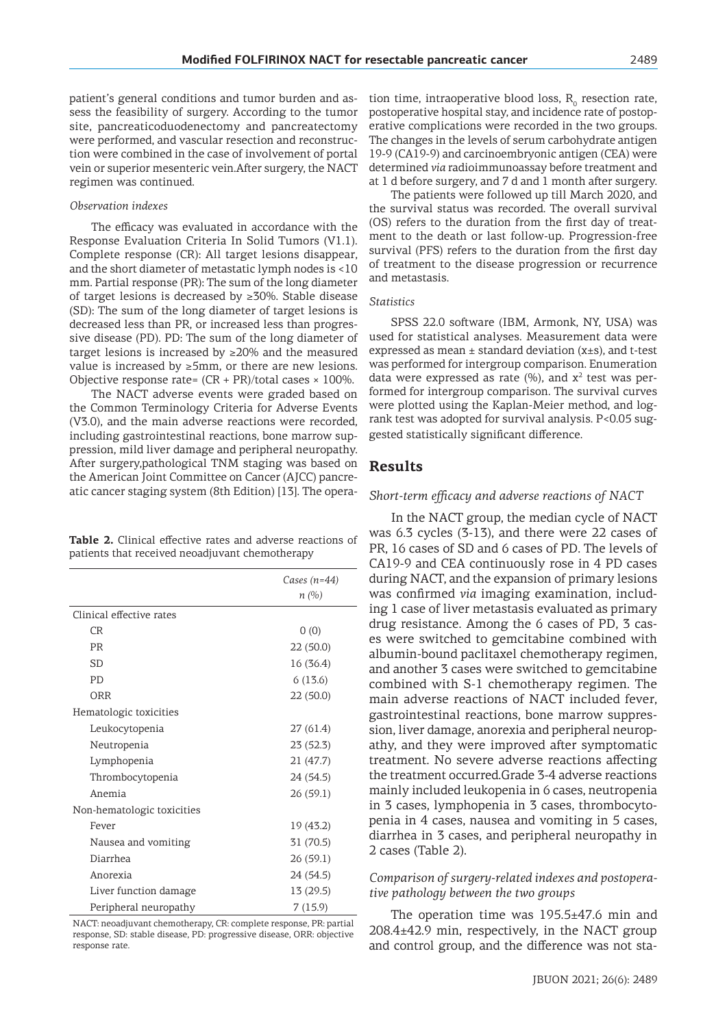patient's general conditions and tumor burden and assess the feasibility of surgery. According to the tumor site, pancreaticoduodenectomy and pancreatectomy were performed, and vascular resection and reconstruction were combined in the case of involvement of portal vein or superior mesenteric vein.After surgery, the NACT regimen was continued.

#### *Observation indexes*

The efficacy was evaluated in accordance with the Response Evaluation Criteria In Solid Tumors (V1.1). Complete response (CR): All target lesions disappear, and the short diameter of metastatic lymph nodes is <10 mm. Partial response (PR): The sum of the long diameter of target lesions is decreased by ≥30%. Stable disease (SD): The sum of the long diameter of target lesions is decreased less than PR, or increased less than progressive disease (PD). PD: The sum of the long diameter of target lesions is increased by ≥20% and the measured value is increased by ≥5mm, or there are new lesions. Objective response rate= (CR + PR)/total cases × 100%.

The NACT adverse events were graded based on the Common Terminology Criteria for Adverse Events (V3.0), and the main adverse reactions were recorded, including gastrointestinal reactions, bone marrow suppression, mild liver damage and peripheral neuropathy. After surgery,pathological TNM staging was based on the American Joint Committee on Cancer (AJCC) pancreatic cancer staging system (8th Edition) [13]. The operation time, intraoperative blood loss, $R_0$ resection rate, postoperative hospital stay, and incidence rate of postoperative complications were recorded in the two groups. The changes in the levels of serum carbohydrate antigen 19-9 (CA19-9) and carcinoembryonic antigen (CEA) were determined *via* radioimmunoassay before treatment and at 1 d before surgery, and 7 d and 1 month after surgery.

The patients were followed up till March 2020, and the survival status was recorded. The overall survival (OS) refers to the duration from the first day of treatment to the death or last follow-up. Progression-free survival (PFS) refers to the duration from the first day of treatment to the disease progression or recurrence and metastasis.

#### *Statistics*

SPSS 22.0 software (IBM, Armonk, NY, USA) was used for statistical analyses. Measurement data were expressed as mean ± standard deviation (x±s), and t-test was performed for intergroup comparison. Enumeration data were expressed as rate (%), and $x^2$ test was performed for intergroup comparison. The survival curves were plotted using the Kaplan-Meier method, and log-rank test was adopted for survival analysis. P<0.05 suggested statistically significant difference.

## Results

#### *Short-term efficacy and adverse reactions of NACT*

In the NACT group, the median cycle of NACT was 6.3 cycles (3-13), and there were 22 cases of PR, 16 cases of SD and 6 cases of PD. The levels of CA19-9 and CEA continuously rose in 4 PD cases during NACT, and the expansion of primary lesions was confirmed *via* imaging examination, including 1 case of liver metastasis evaluated as primary drug resistance. Among the 6 cases of PD, 3 cases were switched to gemcitabine combined with albumin-bound paclitaxel chemotherapy regimen, and another 3 cases were switched to gemcitabine combined with S-1 chemotherapy regimen. The main adverse reactions of NACT included fever, gastrointestinal reactions, bone marrow suppression, liver damage, anorexia and peripheral neuropathy, and they were improved after symptomatic treatment. No severe adverse reactions affecting the treatment occurred.Grade 3-4 adverse reactions mainly included leukopenia in 6 cases, neutropenia in 3 cases, lymphopenia in 3 cases, thrombocytopenia in 4 cases, nausea and vomiting in 5 cases, diarrhea in 3 cases, and peripheral neuropathy in 2 cases (Table 2).

**Table 2.** Clinical effective rates and adverse reactions of patients that received neoadjuvant chemotherapy

| | Cases (n=44) n (%) |
|---|---|
| Clinical effective rates | |
| CR | 0 (0) |
| PR | 22 (50.0) |
| SD | 16 (36.4) |
| PD | 6 (13.6) |
| ORR | 22 (50.0) |
| Hematologic toxicities | |
| Leukocytopenia | 27 (61.4) |
| Neutropenia | 23 (52.3) |
| Lymphopenia | 21 (47.7) |
| Thrombocytopenia | 24 (54.5) |
| Anemia | 26 (59.1) |
| Non-hematologic toxicities | |
| Fever | 19 (43.2) |
| Nausea and vomiting | 31 (70.5) |
| Diarrhea | 26 (59.1) |
| Anorexia | 24 (54.5) |
| Liver function damage | 13 (29.5) |
| Peripheral neuropathy | 7 (15.9) |

NACT: neoadjuvant chemotherapy, CR: complete response, PR: partial response, SD: stable disease, PD: progressive disease, ORR: objective response rate.

#### *Comparison of surgery-related indexes and postoperative pathology between the two groups*

The operation time was 195.5±47.6 min and 208.4±42.9 min, respectively, in the NACT group and control group, and the difference was not sta-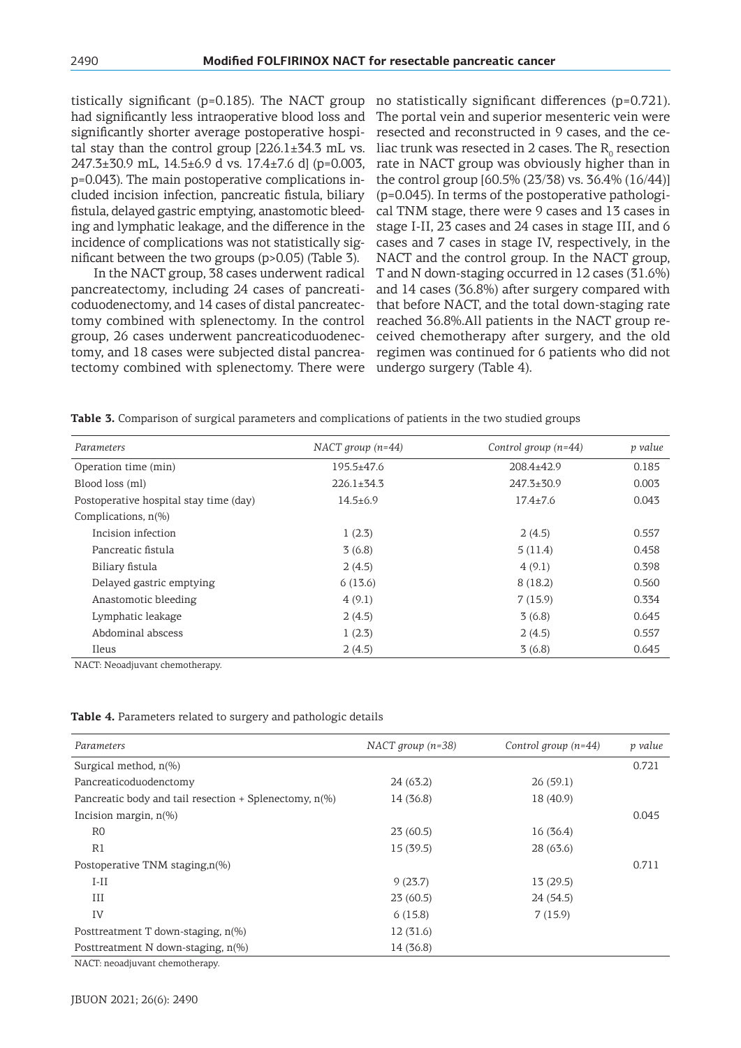tistically significant (p=0.185). The NACT group had significantly less intraoperative blood loss and significantly shorter average postoperative hospital stay than the control group [226.1±34.3 mL vs. 247.3±30.9 mL, 14.5±6.9 d vs. 17.4±7.6 d] (p=0.003, p=0.043). The main postoperative complications included incision infection, pancreatic fistula, biliary fistula, delayed gastric emptying, anastomotic bleeding and lymphatic leakage, and the difference in the incidence of complications was not statistically significant between the two groups (p>0.05) (Table 3).

In the NACT group, 38 cases underwent radical pancreatectomy, including 24 cases of pancreaticoduodenectomy, and 14 cases of distal pancreatectomy combined with splenectomy. In the control group, 26 cases underwent pancreaticoduodenectomy, and 18 cases were subjected distal pancreatectomy combined with splenectomy. There were no statistically significant differences (p=0.721). The portal vein and superior mesenteric vein were resected and reconstructed in 9 cases, and the celiac trunk was resected in 2 cases. The $R_0$ resection rate in NACT group was obviously higher than in the control group [60.5% (23/38) vs. 36.4% (16/44)] (p=0.045). In terms of the postoperative pathological TNM stage, there were 9 cases and 13 cases in stage I-II, 23 cases and 24 cases in stage III, and 6 cases and 7 cases in stage IV, respectively, in the NACT and the control group. In the NACT group, T and N down-staging occurred in 12 cases (31.6%) and 14 cases (36.8%) after surgery compared with that before NACT, and the total down-staging rate reached 36.8%.All patients in the NACT group received chemotherapy after surgery, and the old regimen was continued for 6 patients who did not undergo surgery (Table 4).

**Table 3.** Comparison of surgical parameters and complications of patients in the two studied groups

| *Parameters* | *NACT group (n=44)* | *Control group (n=44)* | *p value* |
|---|---|---|---|
| Operation time (min) | 195.5±47.6 | 208.4±42.9 | 0.185 |
| Blood loss (ml) | 226.1±34.3 | 247.3±30.9 | 0.003 |
| Postoperative hospital stay time (day) | 14.5±6.9 | 17.4±7.6 | 0.043 |
| Complications, n(%) | | | |
| Incision infection | 1 (2.3) | 2 (4.5) | 0.557 |
| Pancreatic fistula | 3 (6.8) | 5 (11.4) | 0.458 |
| Biliary fistula | 2 (4.5) | 4 (9.1) | 0.398 |
| Delayed gastric emptying | 6 (13.6) | 8 (18.2) | 0.560 |
| Anastomotic bleeding | 4 (9.1) | 7 (15.9) | 0.334 |
| Lymphatic leakage | 2 (4.5) | 3 (6.8) | 0.645 |
| Abdominal abscess | 1 (2.3) | 2 (4.5) | 0.557 |
| Ileus | 2 (4.5) | 3 (6.8) | 0.645 |

NACT: Neoadjuvant chemotherapy.

**Table 4.** Parameters related to surgery and pathologic details

| *Parameters* | *NACT group (n=38)* | *Control group (n=44)* | *p value* |
|---|---|---|---|
| Surgical method, n(%) | | | 0.721 |
| Pancreaticoduodenctomy | 24 (63.2) | 26 (59.1) | |
| Pancreatic body and tail resection + Splenectomy, n(%) | 14 (36.8) | 18 (40.9) | |
| Incision margin, n(%) | | | 0.045 |
| R0 | 23 (60.5) | 16 (36.4) | |
| R1 | 15 (39.5) | 28 (63.6) | |
| Postoperative TNM staging,n(%) | | | 0.711 |
| I-II | 9 (23.7) | 13 (29.5) | |
| III | 23 (60.5) | 24 (54.5) | |
| IV | 6 (15.8) | 7 (15.9) | |
| Posttreatment T down-staging, n(%) | 12 (31.6) | | |
| Posttreatment N down-staging, n(%) | 14 (36.8) | | |

NACT: neoadjuvant chemotherapy.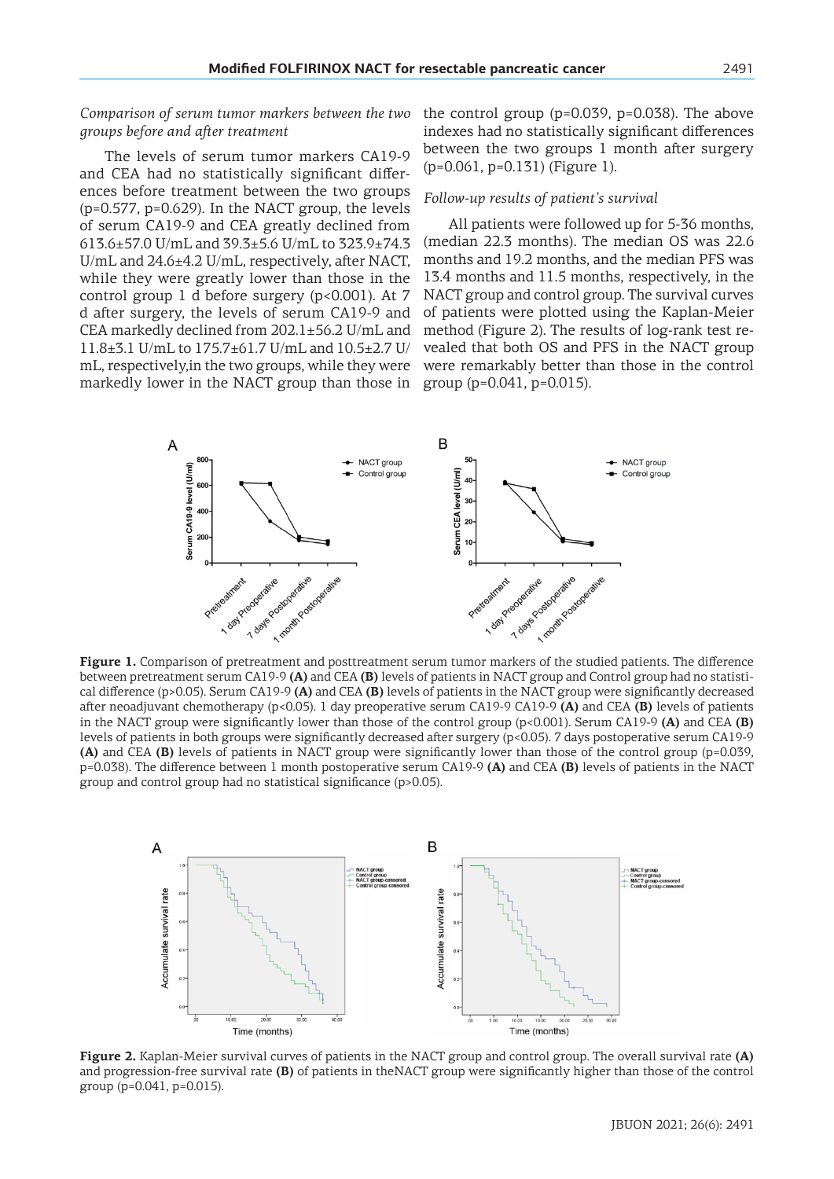*Comparison of serum tumor markers between the two groups before and after treatment*

The levels of serum tumor markers CA19-9 and CEA had no statistically significant differences before treatment between the two groups (p=0.577, p=0.629). In the NACT group, the levels of serum CA19-9 and CEA greatly declined from 613.6±57.0 U/mL and 39.3±5.6 U/mL to 323.9±74.3 U/mL and 24.6±4.2 U/mL, respectively, after NACT, while they were greatly lower than those in the control group 1 d before surgery (p<0.001). At 7 d after surgery, the levels of serum CA19-9 and CEA markedly declined from 202.1±56.2 U/mL and 11.8±3.1 U/mL to 175.7±61.7 U/mL and 10.5±2.7 U/mL, respectively,in the two groups, while they were markedly lower in the NACT group than those in the control group (p=0.039, p=0.038). The above indexes had no statistically significant differences between the two groups 1 month after surgery (p=0.061, p=0.131) (Figure 1).

*Follow-up results of patient's survival*

All patients were followed up for 5-36 months, (median 22.3 months). The median OS was 22.6 months and 19.2 months, and the median PFS was 13.4 months and 11.5 months, respectively, in the NACT group and control group. The survival curves of patients were plotted using the Kaplan-Meier method (Figure 2). The results of log-rank test revealed that both OS and PFS in the NACT group were remarkably better than those in the control group (p=0.041, p=0.015).

**Figure 1.** Comparison of pretreatment and posttreatment serum tumor markers of the studied patients. The difference between pretreatment serum CA19-9 **(A)** and CEA **(B)** levels of patients in NACT group and Control group had no statistical difference (p>0.05). Serum CA19-9 **(A)** and CEA **(B)** levels of patients in the NACT group were significantly decreased after neoadjuvant chemotherapy (p<0.05). 1 day preoperative serum CA19-9 CA19-9 **(A)** and CEA **(B)** levels of patients in the NACT group were significantly lower than those of the control group (p<0.001). Serum CA19-9 **(A)** and CEA **(B)** levels of patients in both groups were significantly decreased after surgery (p<0.05). 7 days postoperative serum CA19-9 **(A)** and CEA **(B)** levels of patients in NACT group were significantly lower than those of the control group (p=0.039, p=0.038). The difference between 1 month postoperative serum CA19-9 **(A)** and CEA **(B)** levels of patients in the NACT group and control group had no statistical significance (p>0.05).

**Figure 2.** Kaplan-Meier survival curves of patients in the NACT group and control group. The overall survival rate **(A)** and progression-free survival rate **(B)** of patients in theNACT group were significantly higher than those of the control group (p=0.041, p=0.015).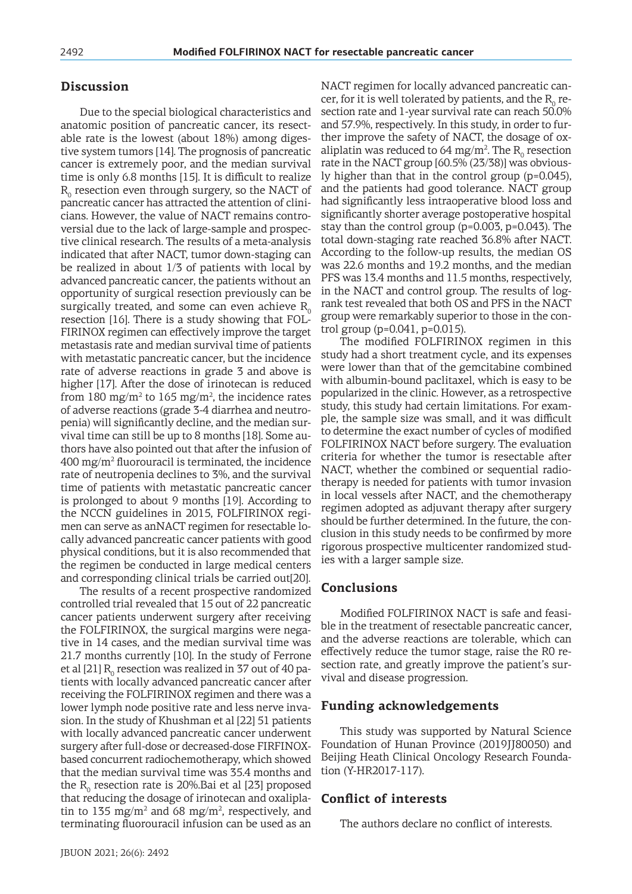## Discussion

Due to the special biological characteristics and anatomic position of pancreatic cancer, its resectable rate is the lowest (about 18%) among digestive system tumors [14]. The prognosis of pancreatic cancer is extremely poor, and the median survival time is only 6.8 months [15]. It is difficult to realize $R_0$ resection even through surgery, so the NACT of pancreatic cancer has attracted the attention of clinicians. However, the value of NACT remains controversial due to the lack of large-sample and prospective clinical research. The results of a meta-analysis indicated that after NACT, tumor down-staging can be realized in about 1/3 of patients with local by advanced pancreatic cancer, the patients without an opportunity of surgical resection previously can be surgically treated, and some can even achieve $R_0$ resection [16]. There is a study showing that FOLFIRINOX regimen can effectively improve the target metastasis rate and median survival time of patients with metastatic pancreatic cancer, but the incidence rate of adverse reactions in grade 3 and above is higher [17]. After the dose of irinotecan is reduced from 180 $mg/m^2$ to 165 $mg/m^2$, the incidence rates of adverse reactions (grade 3-4 diarrhea and neutropenia) will significantly decline, and the median survival time can still be up to 8 months [18]. Some authors have also pointed out that after the infusion of 400 $mg/m^2$ fluorouracil is terminated, the incidence rate of neutropenia declines to 3%, and the survival time of patients with metastatic pancreatic cancer is prolonged to about 9 months [19]. According to the NCCN guidelines in 2015, FOLFIRINOX regimen can serve as anNACT regimen for resectable locally advanced pancreatic cancer patients with good physical conditions, but it is also recommended that the regimen be conducted in large medical centers and corresponding clinical trials be carried out[20].

The results of a recent prospective randomized controlled trial revealed that 15 out of 22 pancreatic cancer patients underwent surgery after receiving the FOLFIRINOX, the surgical margins were negative in 14 cases, and the median survival time was 21.7 months currently [10]. In the study of Ferrone et al [21] $R_0$ resection was realized in 37 out of 40 patients with locally advanced pancreatic cancer after receiving the FOLFIRINOX regimen and there was a lower lymph node positive rate and less nerve invasion. In the study of Khushman et al [22] 51 patients with locally advanced pancreatic cancer underwent surgery after full-dose or decreased-dose FIRFINOX-based concurrent radiochemotherapy, which showed that the median survival time was 35.4 months and the $R_0$ resection rate is 20%.Bai et al [23] proposed that reducing the dosage of irinotecan and oxaliplatin to 135 $mg/m^2$ and 68 $mg/m^2$, respectively, and terminating fluorouracil infusion can be used as an NACT regimen for locally advanced pancreatic cancer, for it is well tolerated by patients, and the $R_0$ resection rate and 1-year survival rate can reach 50.0% and 57.9%, respectively. In this study, in order to further improve the safety of NACT, the dosage of oxaliplatin was reduced to 64 $mg/m^2$. The $R_0$ resection rate in the NACT group [60.5% (23/38)] was obviously higher than that in the control group ($p=0.045$), and the patients had good tolerance. NACT group had significantly less intraoperative blood loss and significantly shorter average postoperative hospital stay than the control group ($p=0.003$, $p=0.043$). The total down-staging rate reached 36.8% after NACT. According to the follow-up results, the median OS was 22.6 months and 19.2 months, and the median PFS was 13.4 months and 11.5 months, respectively, in the NACT and control group. The results of log-rank test revealed that both OS and PFS in the NACT group were remarkably superior to those in the control group ($p=0.041$, $p=0.015$).

The modified FOLFIRINOX regimen in this study had a short treatment cycle, and its expenses were lower than that of the gemcitabine combined with albumin-bound paclitaxel, which is easy to be popularized in the clinic. However, as a retrospective study, this study had certain limitations. For example, the sample size was small, and it was difficult to determine the exact number of cycles of modified FOLFIRINOX NACT before surgery. The evaluation criteria for whether the tumor is resectable after NACT, whether the combined or sequential radiotherapy is needed for patients with tumor invasion in local vessels after NACT, and the chemotherapy regimen adopted as adjuvant therapy after surgery should be further determined. In the future, the conclusion in this study needs to be confirmed by more rigorous prospective multicenter randomized studies with a larger sample size.

## Conclusions

Modified FOLFIRINOX NACT is safe and feasible in the treatment of resectable pancreatic cancer, and the adverse reactions are tolerable, which can effectively reduce the tumor stage, raise the R0 resection rate, and greatly improve the patient's survival and disease progression.

## Funding acknowledgements

This study was supported by Natural Science Foundation of Hunan Province (2019JJ80050) and Beijing Heath Clinical Oncology Research Foundation (Y-HR2017-117).

## Conflict of interests

The authors declare no conflict of interests.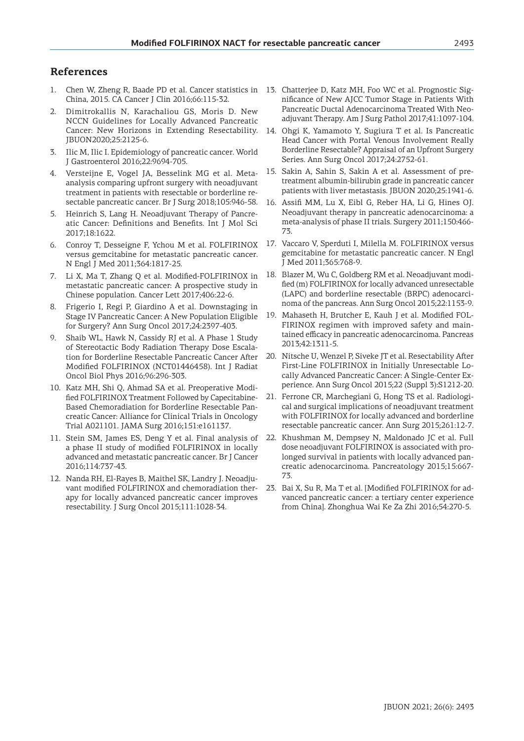## References

1. Chen W, Zheng R, Baade PD et al. Cancer statistics in China, 2015. CA Cancer J Clin 2016;66:115-32.
2. Dimitrokallis N, Karachaliou GS, Moris D. New NCCN Guidelines for Locally Advanced Pancreatic Cancer: New Horizons in Extending Resectability. JBUON2020;25:2125-6.
3. Ilic M, Ilic I. Epidemiology of pancreatic cancer. World J Gastroenterol 2016;22:9694-705.
4. Versteijne E, Vogel JA, Besselink MG et al. Meta-analysis comparing upfront surgery with neoadjuvant treatment in patients with resectable or borderline resectable pancreatic cancer. Br J Surg 2018;105:946-58.
5. Heinrich S, Lang H. Neoadjuvant Therapy of Pancreatic Cancer: Definitions and Benefits. Int J Mol Sci 2017;18:1622.
6. Conroy T, Desseigne F, Ychou M et al. FOLFIRINOX versus gemcitabine for metastatic pancreatic cancer. N Engl J Med 2011;364:1817-25.
7. Li X, Ma T, Zhang Q et al. Modified-FOLFIRINOX in metastatic pancreatic cancer: A prospective study in Chinese population. Cancer Lett 2017;406:22-6.
8. Frigerio I, Regi P, Giardino A et al. Downstaging in Stage IV Pancreatic Cancer: A New Population Eligible for Surgery? Ann Surg Oncol 2017;24:2397-403.
9. Shaib WL, Hawk N, Cassidy RJ et al. A Phase 1 Study of Stereotactic Body Radiation Therapy Dose Escalation for Borderline Resectable Pancreatic Cancer After Modified FOLFIRINOX (NCT01446458). Int J Radiat Oncol Biol Phys 2016;96:296-303.
10. Katz MH, Shi Q, Ahmad SA et al. Preoperative Modified FOLFIRINOX Treatment Followed by Capecitabine-Based Chemoradiation for Borderline Resectable Pancreatic Cancer: Alliance for Clinical Trials in Oncology Trial A021101. JAMA Surg 2016;151:e161137.
11. Stein SM, James ES, Deng Y et al. Final analysis of a phase II study of modified FOLFIRINOX in locally advanced and metastatic pancreatic cancer. Br J Cancer 2016;114:737-43.
12. Nanda RH, El-Rayes B, Maithel SK, Landry J. Neoadjuvant modified FOLFIRINOX and chemoradiation therapy for locally advanced pancreatic cancer improves resectability. J Surg Oncol 2015;111:1028-34.
13. Chatterjee D, Katz MH, Foo WC et al. Prognostic Significance of New AJCC Tumor Stage in Patients With Pancreatic Ductal Adenocarcinoma Treated With Neoadjuvant Therapy. Am J Surg Pathol 2017;41:1097-104.
14. Ohgi K, Yamamoto Y, Sugiura T et al. Is Pancreatic Head Cancer with Portal Venous Involvement Really Borderline Resectable? Appraisal of an Upfront Surgery Series. Ann Surg Oncol 2017;24:2752-61.
15. Sakin A, Sahin S, Sakin A et al. Assessment of pretreatment albumin-bilirubin grade in pancreatic cancer patients with liver metastasis. JBUON 2020;25:1941-6.
16. Assifi MM, Lu X, Eibl G, Reber HA, Li G, Hines OJ. Neoadjuvant therapy in pancreatic adenocarcinoma: a meta-analysis of phase II trials. Surgery 2011;150:466-73.
17. Vaccaro V, Sperduti I, Milella M. FOLFIRINOX versus gemcitabine for metastatic pancreatic cancer. N Engl J Med 2011;365:768-9.
18. Blazer M, Wu C, Goldberg RM et al. Neoadjuvant modified (m) FOLFIRINOX for locally advanced unresectable (LAPC) and borderline resectable (BRPC) adenocarcinoma of the pancreas. Ann Surg Oncol 2015;22:1153-9.
19. Mahaseth H, Brutcher E, Kauh J et al. Modified FOLFIRINOX regimen with improved safety and maintained efficacy in pancreatic adenocarcinoma. Pancreas 2013;42:1311-5.
20. Nitsche U, Wenzel P, Siveke JT et al. Resectability After First-Line FOLFIRINOX in Initially Unresectable Locally Advanced Pancreatic Cancer: A Single-Center Experience. Ann Surg Oncol 2015;22 (Suppl 3):S1212-20.
21. Ferrone CR, Marchegiani G, Hong TS et al. Radiological and surgical implications of neoadjuvant treatment with FOLFIRINOX for locally advanced and borderline resectable pancreatic cancer. Ann Surg 2015;261:12-7.
22. Khushman M, Dempsey N, Maldonado JC et al. Full dose neoadjuvant FOLFIRINOX is associated with prolonged survival in patients with locally advanced pancreatic adenocarcinoma. Pancreatology 2015;15:667-73.
23. Bai X, Su R, Ma T et al. [Modified FOLFIRINOX for advanced pancreatic cancer: a tertiary center experience from China]. Zhonghua Wai Ke Za Zhi 2016;54:270-5.